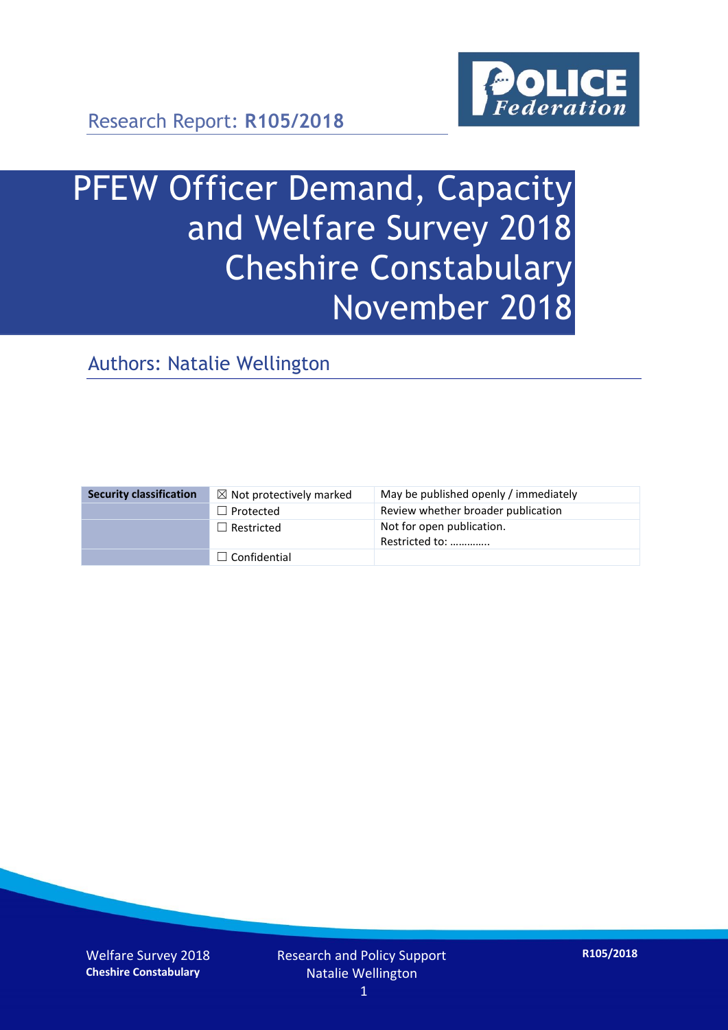Research Report: **R105/2018**

# PFEW Officer Demand, Capacity and Welfare Survey 2018 Cheshire Constabulary November 2018

## Authors: Natalie Wellington

| Security classification | ☒ Not protectively marked | May be published openly / immediately |
|---|---|---|
| | ☐ Protected | Review whether broader publication |
| | ☐ Restricted | Not for open publication. Restricted to: ………….. |
| | ☐ Confidential | |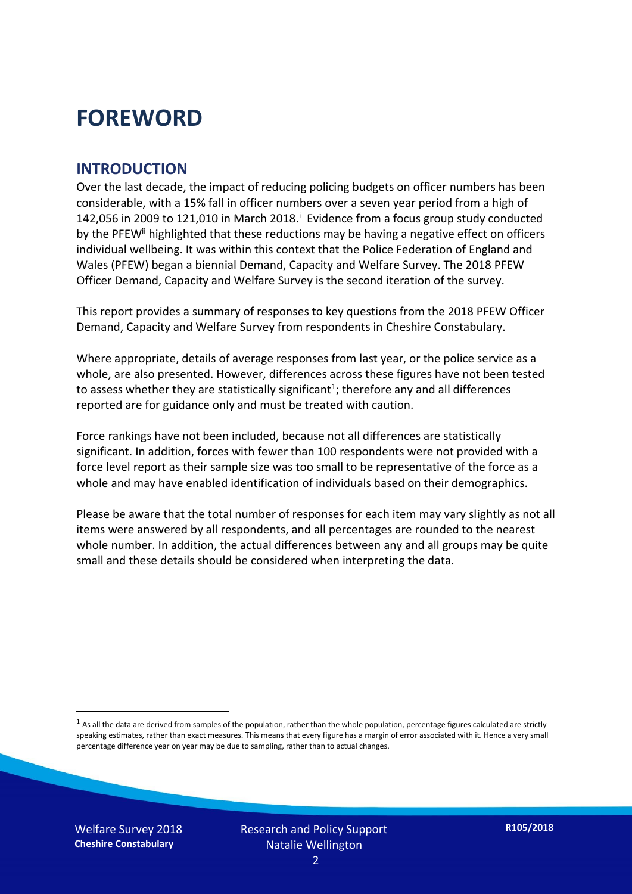# FOREWORD

## INTRODUCTION

Over the last decade, the impact of reducing policing budgets on officer numbers has been considerable, with a 15% fall in officer numbers over a seven year period from a high of 142,056 in 2009 to 121,010 in March 2018.[i] Evidence from a focus group study conducted by the PFEW[ii] highlighted that these reductions may be having a negative effect on officers individual wellbeing. It was within this context that the Police Federation of England and Wales (PFEW) began a biennial Demand, Capacity and Welfare Survey. The 2018 PFEW Officer Demand, Capacity and Welfare Survey is the second iteration of the survey.

This report provides a summary of responses to key questions from the 2018 PFEW Officer Demand, Capacity and Welfare Survey from respondents in Cheshire Constabulary.

Where appropriate, details of average responses from last year, or the police service as a whole, are also presented. However, differences across these figures have not been tested to assess whether they are statistically significant[1]; therefore any and all differences reported are for guidance only and must be treated with caution.

Force rankings have not been included, because not all differences are statistically significant. In addition, forces with fewer than 100 respondents were not provided with a force level report as their sample size was too small to be representative of the force as a whole and may have enabled identification of individuals based on their demographics.

Please be aware that the total number of responses for each item may vary slightly as not all items were answered by all respondents, and all percentages are rounded to the nearest whole number. In addition, the actual differences between any and all groups may be quite small and these details should be considered when interpreting the data.

[1] As all the data are derived from samples of the population, rather than the whole population, percentage figures calculated are strictly speaking estimates, rather than exact measures. This means that every figure has a margin of error associated with it. Hence a very small percentage difference year on year may be due to sampling, rather than to actual changes.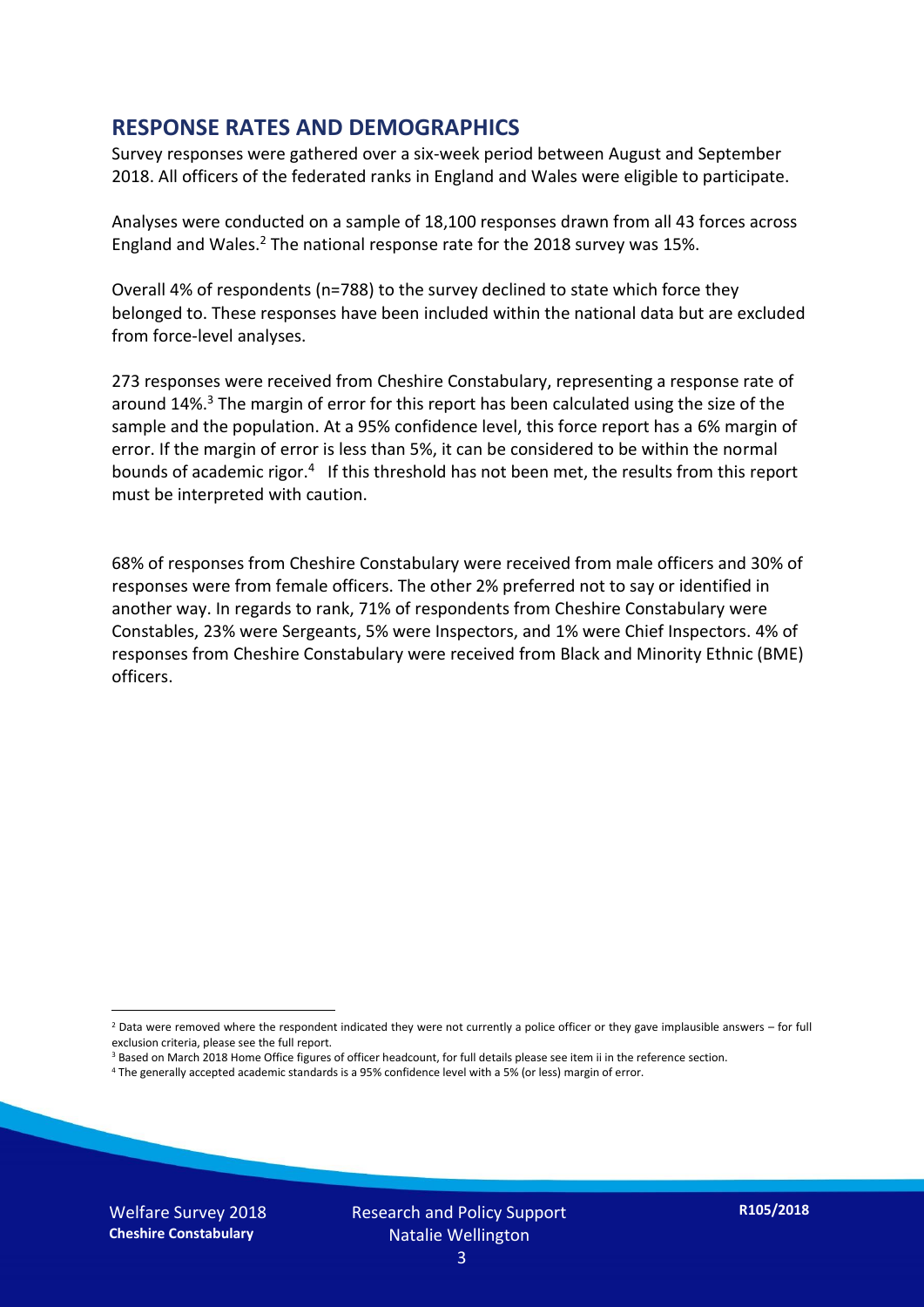## RESPONSE RATES AND DEMOGRAPHICS

Survey responses were gathered over a six-week period between August and September 2018. All officers of the federated ranks in England and Wales were eligible to participate.

Analyses were conducted on a sample of 18,100 responses drawn from all 43 forces across England and Wales.[2] The national response rate for the 2018 survey was 15%.

Overall 4% of respondents (n=788) to the survey declined to state which force they belonged to. These responses have been included within the national data but are excluded from force-level analyses.

273 responses were received from Cheshire Constabulary, representing a response rate of around 14%.[3] The margin of error for this report has been calculated using the size of the sample and the population. At a 95% confidence level, this force report has a 6% margin of error. If the margin of error is less than 5%, it can be considered to be within the normal bounds of academic rigor.[4] If this threshold has not been met, the results from this report must be interpreted with caution.

68% of responses from Cheshire Constabulary were received from male officers and 30% of responses were from female officers. The other 2% preferred not to say or identified in another way. In regards to rank, 71% of respondents from Cheshire Constabulary were Constables, 23% were Sergeants, 5% were Inspectors, and 1% were Chief Inspectors. 4% of responses from Cheshire Constabulary were received from Black and Minority Ethnic (BME) officers.

[2] Data were removed where the respondent indicated they were not currently a police officer or they gave implausible answers – for full exclusion criteria, please see the full report.

[3] Based on March 2018 Home Office figures of officer headcount, for full details please see item ii in the reference section.

[4] The generally accepted academic standards is a 95% confidence level with a 5% (or less) margin of error.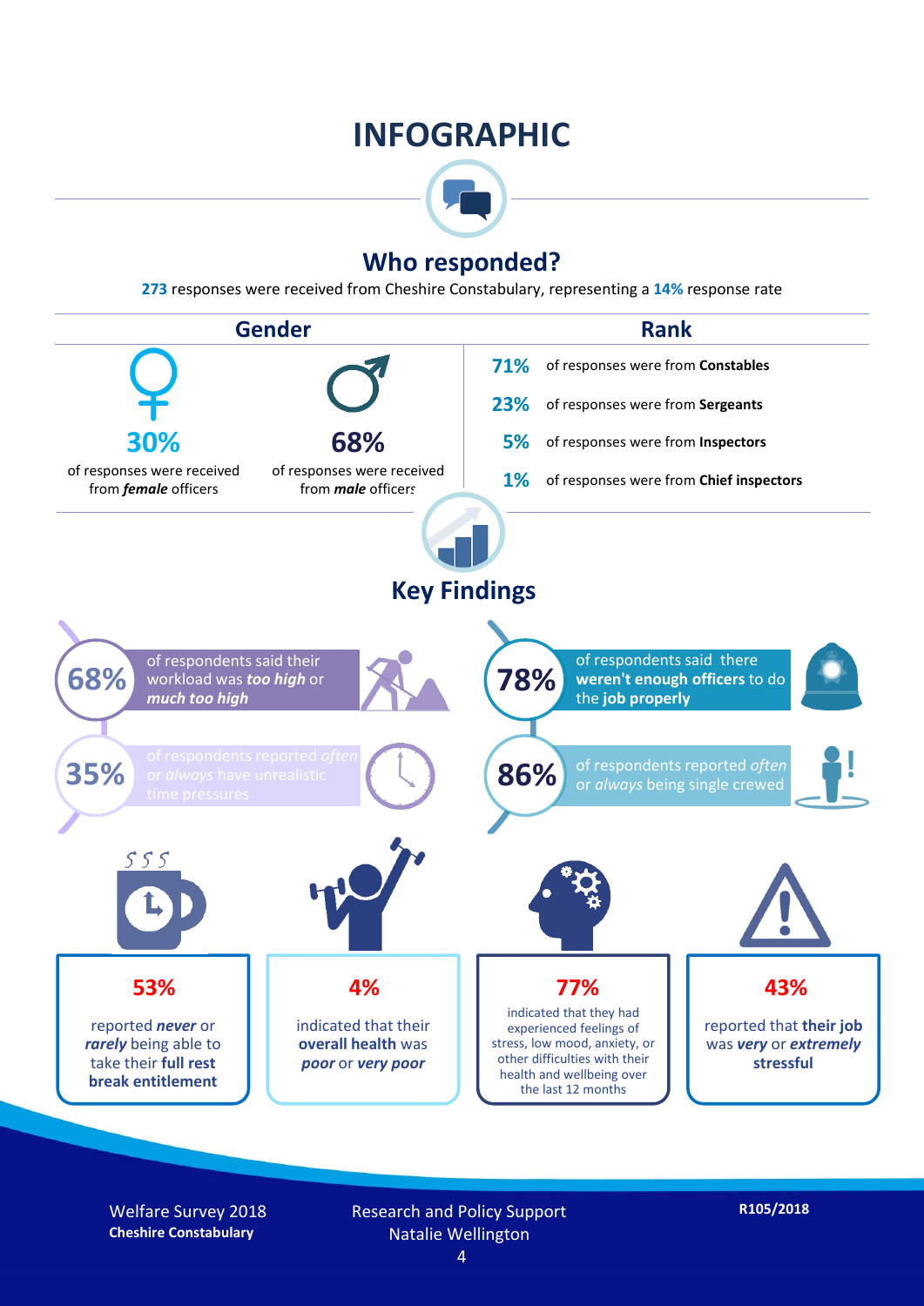# INFOGRAPHIC

## Who responded?

**273** responses were received from Cheshire Constabulary, representing a **14%** response rate

### Gender

**30%** of responses were received from ***female*** officers

**68%** of responses were received from ***male*** officers

### Rank

**71%** of responses were from **Constables**

**23%** of responses were from **Sergeants**

**5%** of responses were from **Inspectors**

**1%** of responses were from **Chief inspectors**

## Key Findings

**68%** of respondents said their workload was ***too high*** or ***much too high***

**78%** of respondents said there **weren't enough officers** to do the **job properly**

**35%** of respondents reported *often* or *always* have unrealistic time pressures

**86%** of respondents reported *often* or *always* being single crewed

**53%** reported ***never*** or ***rarely*** being able to take their **full rest break entitlement**

**4%** indicated that their **overall health** was ***poor*** or ***very poor***

**77%** indicated that they had experienced feelings of stress, low mood, anxiety, or other difficulties with their health and wellbeing over the last 12 months

**43%** reported that **their job** was ***very*** or ***extremely*** **stressful**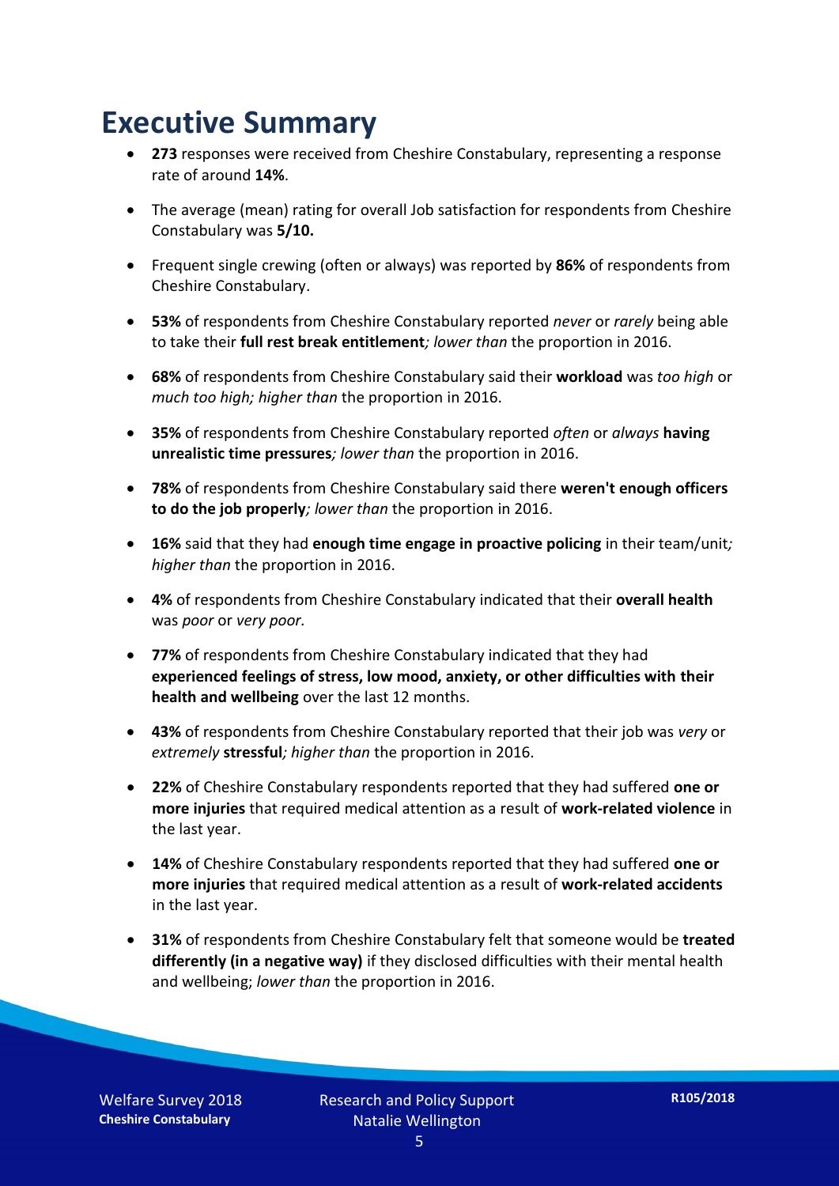# Executive Summary

- **273** responses were received from Cheshire Constabulary, representing a response rate of around **14%**.
- The average (mean) rating for overall Job satisfaction for respondents from Cheshire Constabulary was **5/10.**
- Frequent single crewing (often or always) was reported by **86%** of respondents from Cheshire Constabulary.
- **53%** of respondents from Cheshire Constabulary reported *never* or *rarely* being able to take their **full rest break entitlement***; lower than* the proportion in 2016.
- **68%** of respondents from Cheshire Constabulary said their **workload** was *too high* or *much too high; higher than* the proportion in 2016.
- **35%** of respondents from Cheshire Constabulary reported *often* or *always* **having unrealistic time pressures***; lower than* the proportion in 2016.
- **78%** of respondents from Cheshire Constabulary said there **weren't enough officers to do the job properly***; lower than* the proportion in 2016.
- **16%** said that they had **enough time engage in proactive policing** in their team/unit*; higher than* the proportion in 2016.
- **4%** of respondents from Cheshire Constabulary indicated that their **overall health** was *poor* or *very poor.*
- **77%** of respondents from Cheshire Constabulary indicated that they had **experienced feelings of stress, low mood, anxiety, or other difficulties with their health and wellbeing** over the last 12 months.
- **43%** of respondents from Cheshire Constabulary reported that their job was *very* or *extremely* **stressful***; higher than* the proportion in 2016.
- **22%** of Cheshire Constabulary respondents reported that they had suffered **one or more injuries** that required medical attention as a result of **work-related violence** in the last year.
- **14%** of Cheshire Constabulary respondents reported that they had suffered **one or more injuries** that required medical attention as a result of **work-related accidents** in the last year.
- **31%** of respondents from Cheshire Constabulary felt that someone would be **treated differently (in a negative way)** if they disclosed difficulties with their mental health and wellbeing; *lower than* the proportion in 2016.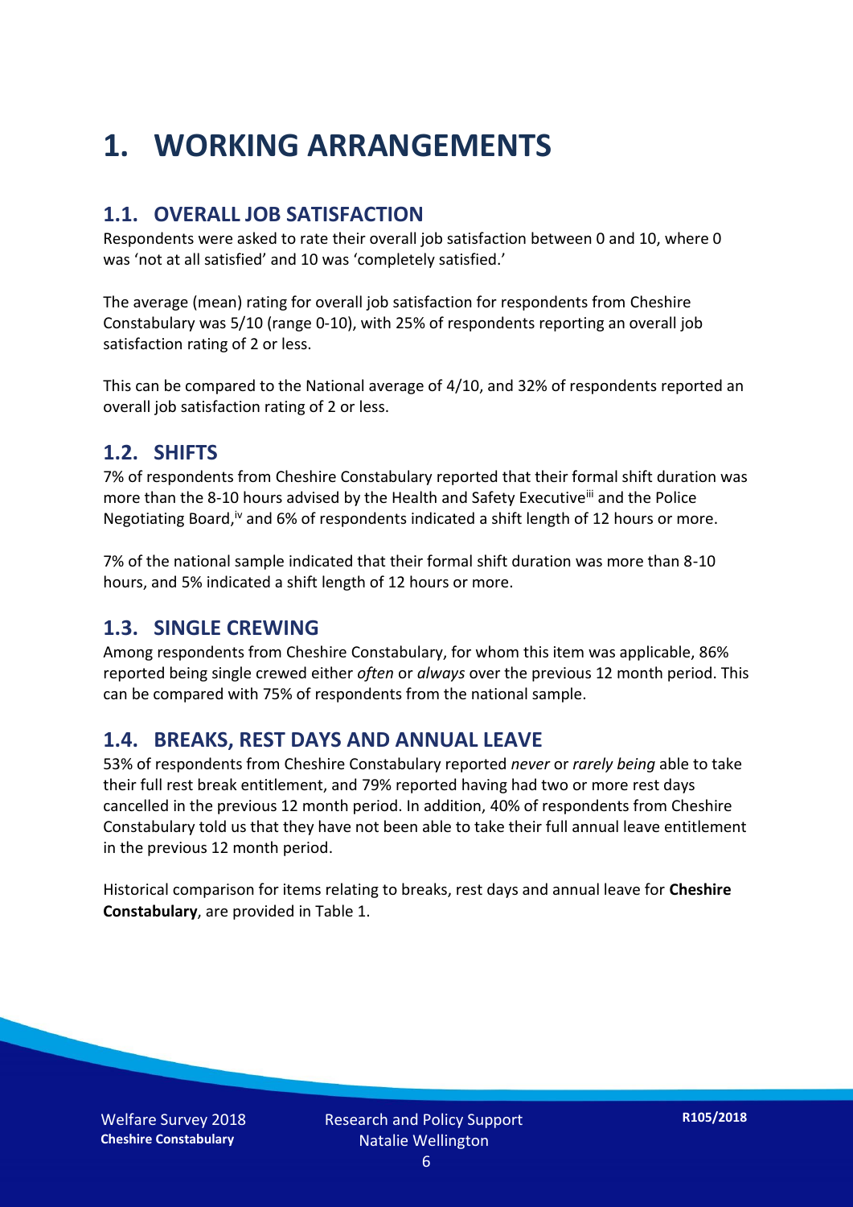# 1. WORKING ARRANGEMENTS

## 1.1. OVERALL JOB SATISFACTION

Respondents were asked to rate their overall job satisfaction between 0 and 10, where 0 was 'not at all satisfied' and 10 was 'completely satisfied.'

The average (mean) rating for overall job satisfaction for respondents from Cheshire Constabulary was 5/10 (range 0-10), with 25% of respondents reporting an overall job satisfaction rating of 2 or less.

This can be compared to the National average of 4/10, and 32% of respondents reported an overall job satisfaction rating of 2 or less.

## 1.2. SHIFTS

7% of respondents from Cheshire Constabulary reported that their formal shift duration was more than the 8-10 hours advised by the Health and Safety Executive[iii] and the Police Negotiating Board,[iv] and 6% of respondents indicated a shift length of 12 hours or more.

7% of the national sample indicated that their formal shift duration was more than 8-10 hours, and 5% indicated a shift length of 12 hours or more.

## 1.3. SINGLE CREWING

Among respondents from Cheshire Constabulary, for whom this item was applicable, 86% reported being single crewed either *often* or *always* over the previous 12 month period. This can be compared with 75% of respondents from the national sample.

## 1.4. BREAKS, REST DAYS AND ANNUAL LEAVE

53% of respondents from Cheshire Constabulary reported *never* or *rarely being* able to take their full rest break entitlement, and 79% reported having had two or more rest days cancelled in the previous 12 month period. In addition, 40% of respondents from Cheshire Constabulary told us that they have not been able to take their full annual leave entitlement in the previous 12 month period.

Historical comparison for items relating to breaks, rest days and annual leave for **Cheshire Constabulary**, are provided in Table 1.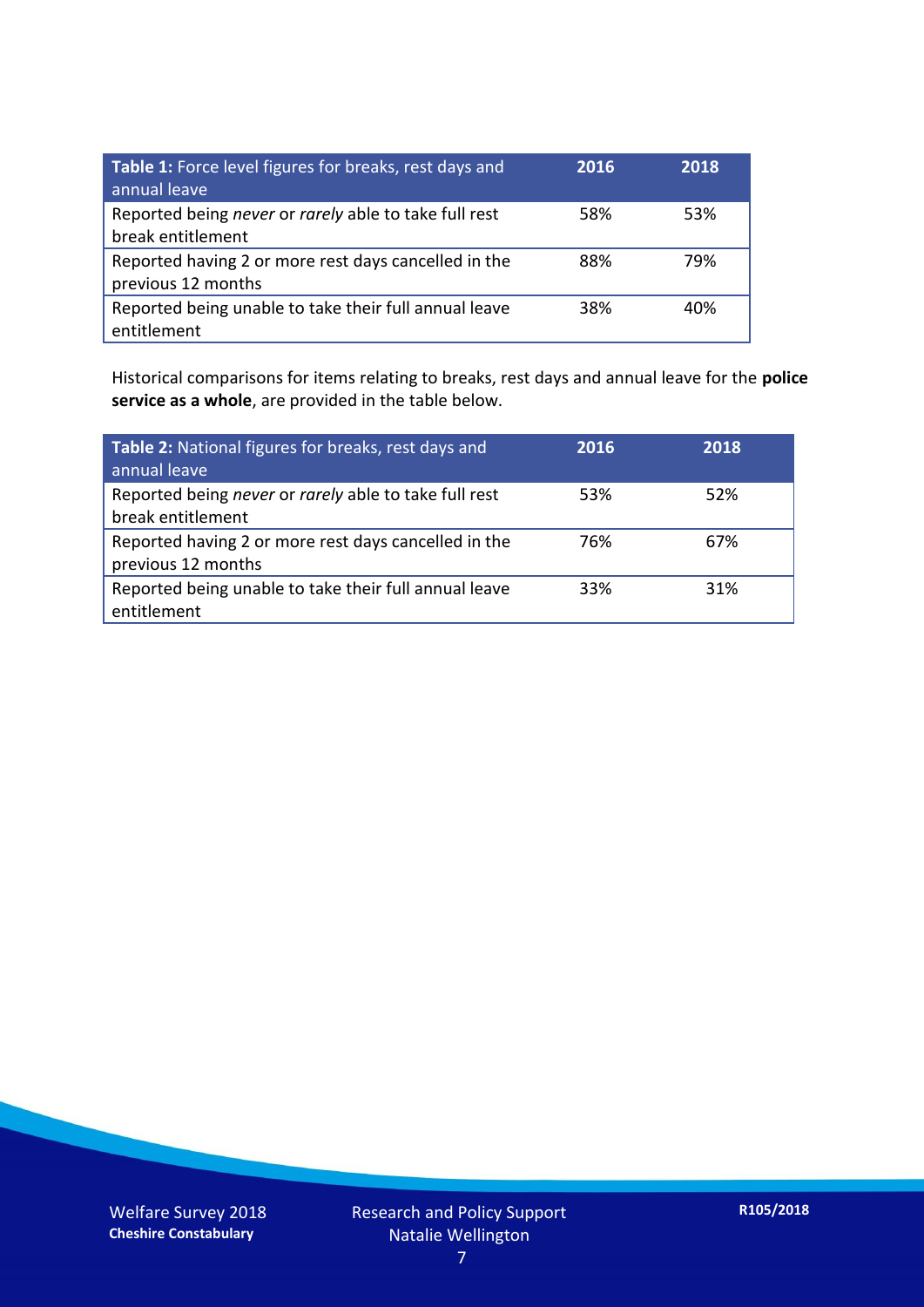| **Table 1:** Force level figures for breaks, rest days and annual leave | **2016** | **2018** |
|---|---|---|
| Reported being *never* or *rarely* able to take full rest break entitlement | 58% | 53% |
| Reported having 2 or more rest days cancelled in the previous 12 months | 88% | 79% |
| Reported being unable to take their full annual leave entitlement | 38% | 40% |

Historical comparisons for items relating to breaks, rest days and annual leave for the **police service as a whole**, are provided in the table below.

| **Table 2:** National figures for breaks, rest days and annual leave | **2016** | **2018** |
|---|---|---|
| Reported being *never* or *rarely* able to take full rest break entitlement | 53% | 52% |
| Reported having 2 or more rest days cancelled in the previous 12 months | 76% | 67% |
| Reported being unable to take their full annual leave entitlement | 33% | 31% |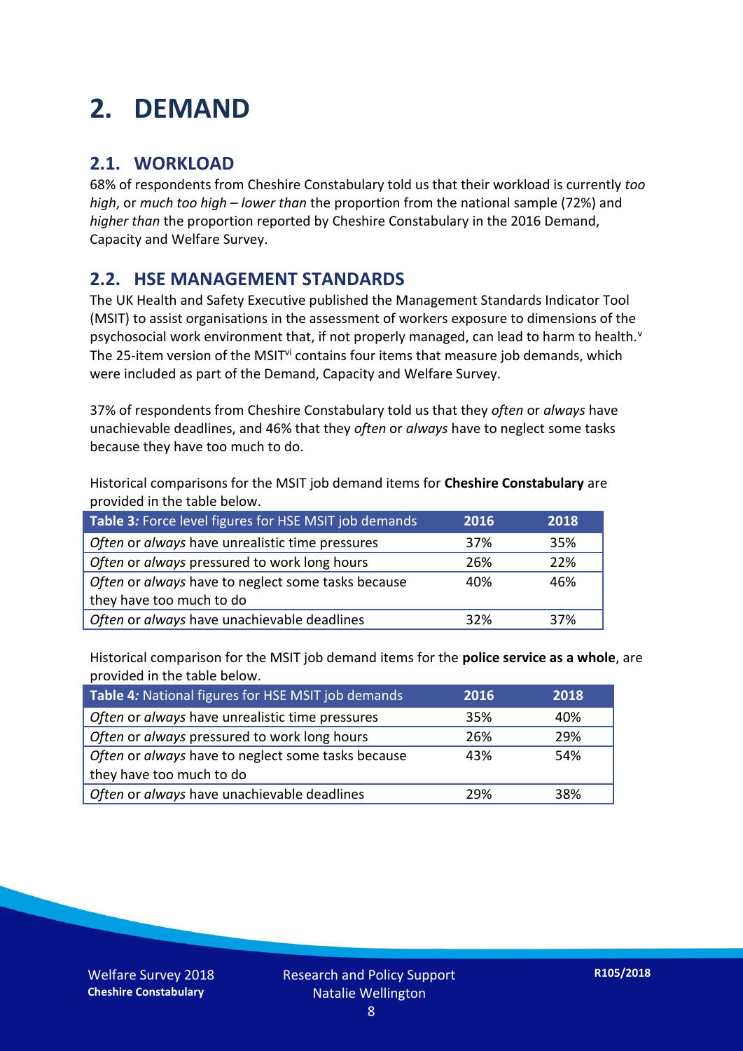# 2. DEMAND

## 2.1. WORKLOAD

68% of respondents from Cheshire Constabulary told us that their workload is currently *too high*, or *much too high* – *lower than* the proportion from the national sample (72%) and *higher than* the proportion reported by Cheshire Constabulary in the 2016 Demand, Capacity and Welfare Survey.

## 2.2. HSE MANAGEMENT STANDARDS

The UK Health and Safety Executive published the Management Standards Indicator Tool (MSIT) to assist organisations in the assessment of workers exposure to dimensions of the psychosocial work environment that, if not properly managed, can lead to harm to health.[v] The 25-item version of the MSIT[vi] contains four items that measure job demands, which were included as part of the Demand, Capacity and Welfare Survey.

37% of respondents from Cheshire Constabulary told us that they *often* or *always* have unachievable deadlines, and 46% that they *often* or *always* have to neglect some tasks because they have too much to do.

Historical comparisons for the MSIT job demand items for **Cheshire Constabulary** are provided in the table below.

| **Table 3:** Force level figures for HSE MSIT job demands | 2016 | 2018 |
|---|---|---|
| *Often* or *always* have unrealistic time pressures | 37% | 35% |
| *Often* or *always* pressured to work long hours | 26% | 22% |
| *Often* or *always* have to neglect some tasks because they have too much to do | 40% | 46% |
| *Often* or *always* have unachievable deadlines | 32% | 37% |

Historical comparison for the MSIT job demand items for the **police service as a whole**, are provided in the table below.

| **Table 4:** National figures for HSE MSIT job demands | 2016 | 2018 |
|---|---|---|
| *Often* or *always* have unrealistic time pressures | 35% | 40% |
| *Often* or *always* pressured to work long hours | 26% | 29% |
| *Often* or *always* have to neglect some tasks because they have too much to do | 43% | 54% |
| *Often* or *always* have unachievable deadlines | 29% | 38% |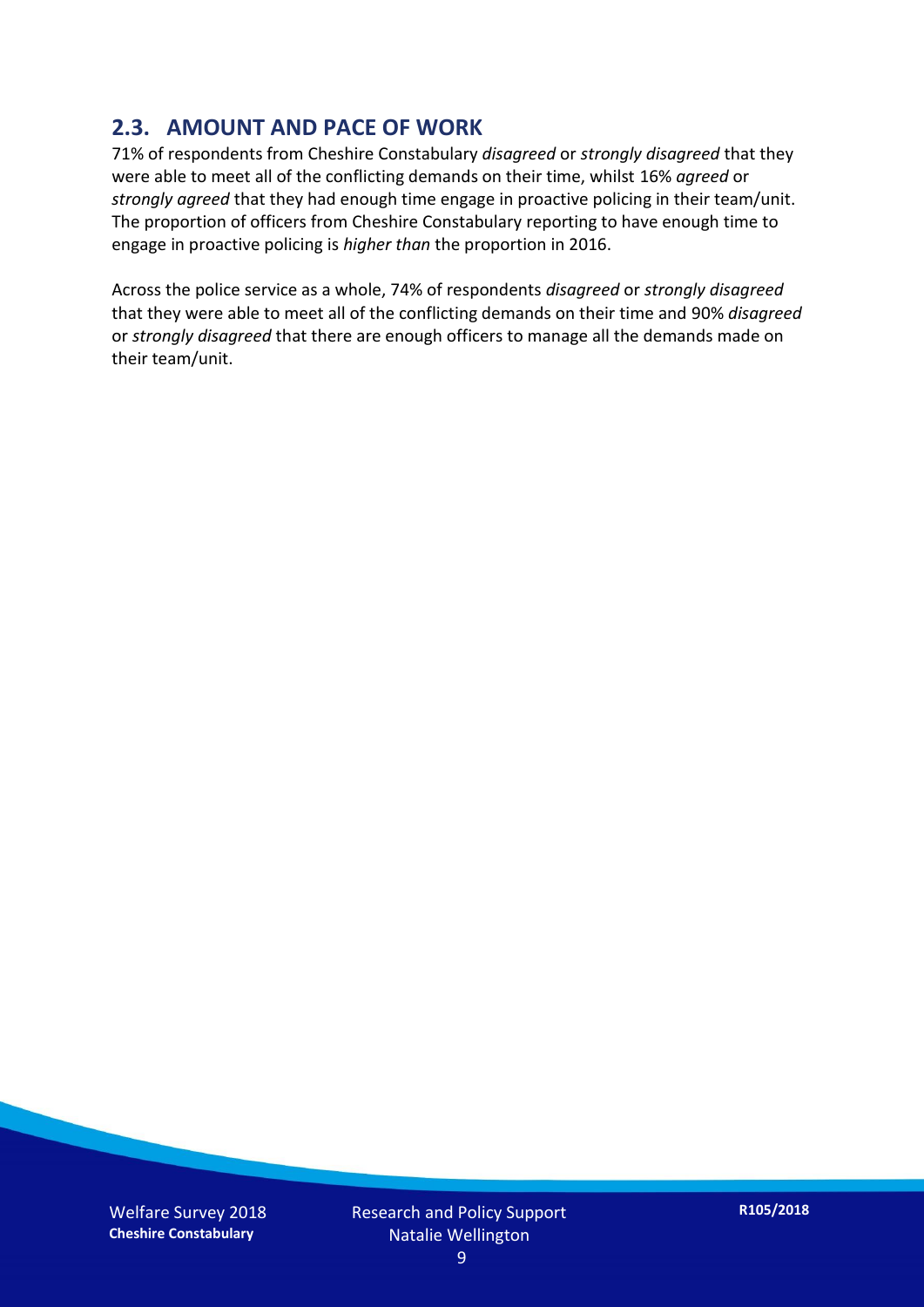## 2.3. AMOUNT AND PACE OF WORK

71% of respondents from Cheshire Constabulary *disagreed* or *strongly disagreed* that they were able to meet all of the conflicting demands on their time, whilst 16% *agreed* or *strongly agreed* that they had enough time engage in proactive policing in their team/unit. The proportion of officers from Cheshire Constabulary reporting to have enough time to engage in proactive policing is *higher than* the proportion in 2016.

Across the police service as a whole, 74% of respondents *disagreed* or *strongly disagreed* that they were able to meet all of the conflicting demands on their time and 90% *disagreed* or *strongly disagreed* that there are enough officers to manage all the demands made on their team/unit.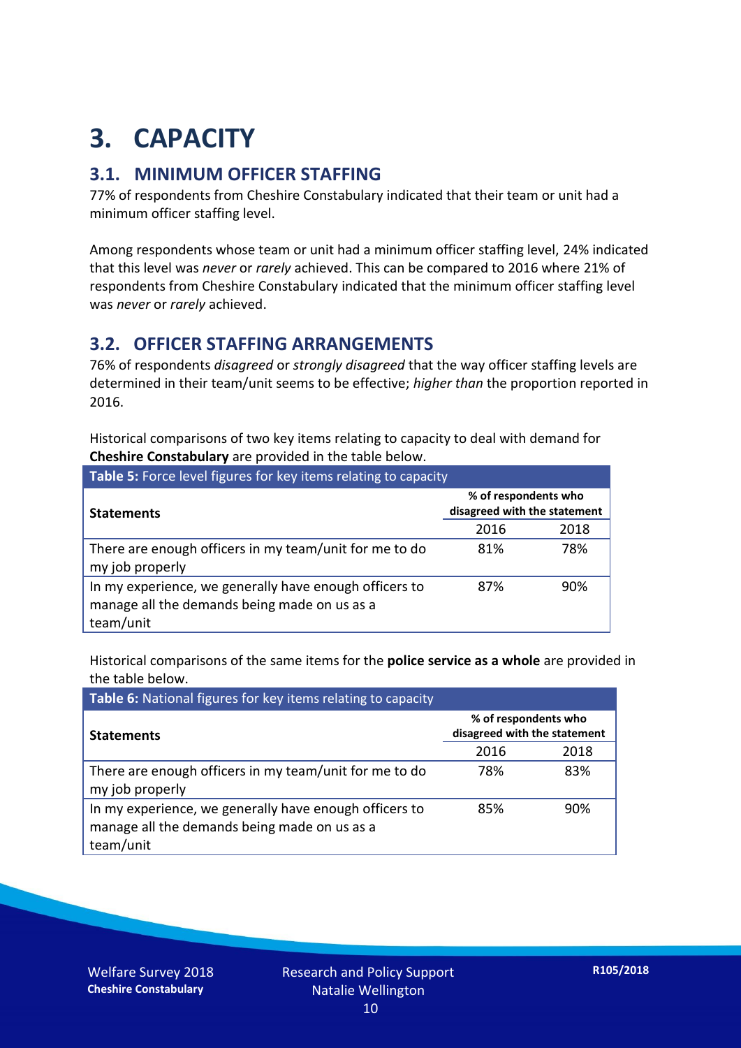# 3. CAPACITY

## 3.1. MINIMUM OFFICER STAFFING

77% of respondents from Cheshire Constabulary indicated that their team or unit had a minimum officer staffing level.

Among respondents whose team or unit had a minimum officer staffing level, 24% indicated that this level was *never* or *rarely* achieved. This can be compared to 2016 where 21% of respondents from Cheshire Constabulary indicated that the minimum officer staffing level was *never* or *rarely* achieved.

## 3.2. OFFICER STAFFING ARRANGEMENTS

76% of respondents *disagreed* or *strongly disagreed* that the way officer staffing levels are determined in their team/unit seems to be effective; *higher than* the proportion reported in 2016.

Historical comparisons of two key items relating to capacity to deal with demand for **Cheshire Constabulary** are provided in the table below.

**Table 5:** Force level figures for key items relating to capacity

| Statements | % of respondents who disagreed with the statement | |
|---|---|---|
| | 2016 | 2018 |
| There are enough officers in my team/unit for me to do my job properly | 81% | 78% |
| In my experience, we generally have enough officers to manage all the demands being made on us as a team/unit | 87% | 90% |

Historical comparisons of the same items for the **police service as a whole** are provided in the table below.

**Table 6:** National figures for key items relating to capacity

| Statements | % of respondents who disagreed with the statement | |
|---|---|---|
| | 2016 | 2018 |
| There are enough officers in my team/unit for me to do my job properly | 78% | 83% |
| In my experience, we generally have enough officers to manage all the demands being made on us as a team/unit | 85% | 90% |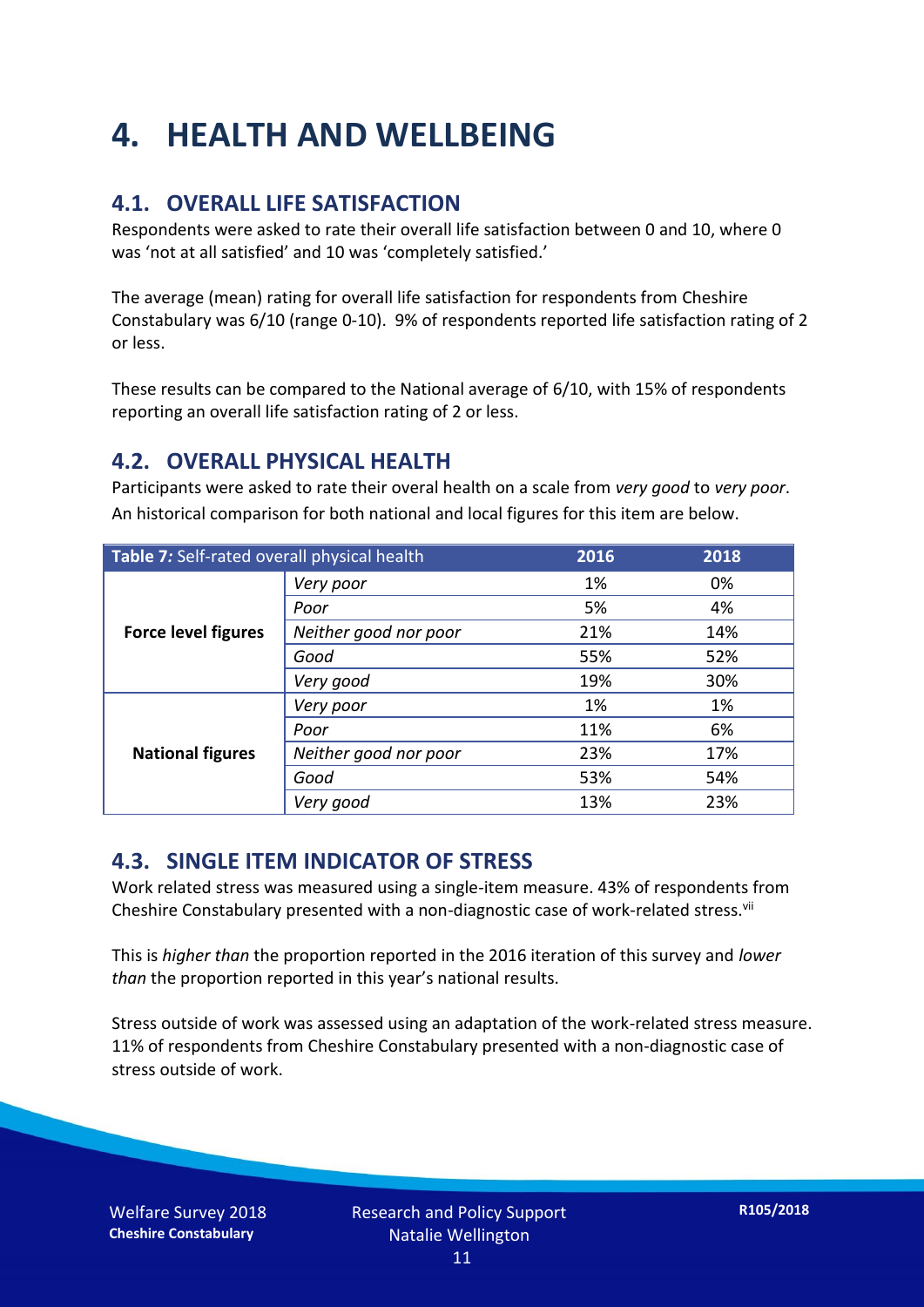# 4. HEALTH AND WELLBEING

## 4.1. OVERALL LIFE SATISFACTION

Respondents were asked to rate their overall life satisfaction between 0 and 10, where 0 was 'not at all satisfied' and 10 was 'completely satisfied.'

The average (mean) rating for overall life satisfaction for respondents from Cheshire Constabulary was 6/10 (range 0-10). 9% of respondents reported life satisfaction rating of 2 or less.

These results can be compared to the National average of 6/10, with 15% of respondents reporting an overall life satisfaction rating of 2 or less.

## 4.2. OVERALL PHYSICAL HEALTH

Participants were asked to rate their overal health on a scale from *very good* to *very poor*. An historical comparison for both national and local figures for this item are below.

| **Table 7:** Self-rated overall physical health | | 2016 | 2018 |
|---|---|---|---|
| **Force level figures** | *Very poor* | 1% | 0% |
| | *Poor* | 5% | 4% |
| | *Neither good nor poor* | 21% | 14% |
| | *Good* | 55% | 52% |
| | *Very good* | 19% | 30% |
| **National figures** | *Very poor* | 1% | 1% |
| | *Poor* | 11% | 6% |
| | *Neither good nor poor* | 23% | 17% |
| | *Good* | 53% | 54% |
| | *Very good* | 13% | 23% |

## 4.3. SINGLE ITEM INDICATOR OF STRESS

Work related stress was measured using a single-item measure. 43% of respondents from Cheshire Constabulary presented with a non-diagnostic case of work-related stress.[vii]

This is *higher than* the proportion reported in the 2016 iteration of this survey and *lower than* the proportion reported in this year's national results.

Stress outside of work was assessed using an adaptation of the work-related stress measure. 11% of respondents from Cheshire Constabulary presented with a non-diagnostic case of stress outside of work.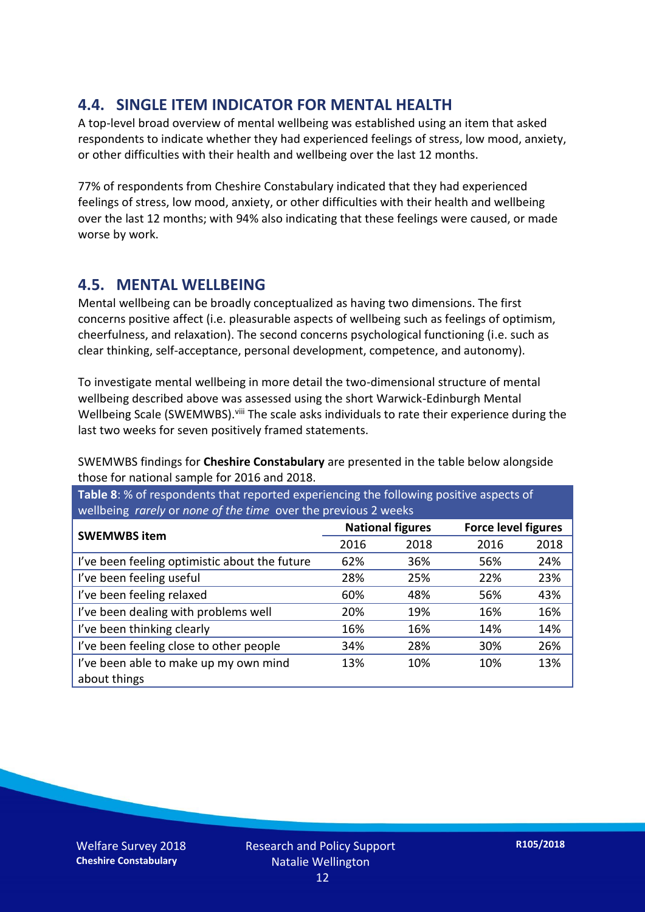## 4.4. SINGLE ITEM INDICATOR FOR MENTAL HEALTH

A top-level broad overview of mental wellbeing was established using an item that asked respondents to indicate whether they had experienced feelings of stress, low mood, anxiety, or other difficulties with their health and wellbeing over the last 12 months.

77% of respondents from Cheshire Constabulary indicated that they had experienced feelings of stress, low mood, anxiety, or other difficulties with their health and wellbeing over the last 12 months; with 94% also indicating that these feelings were caused, or made worse by work.

## 4.5. MENTAL WELLBEING

Mental wellbeing can be broadly conceptualized as having two dimensions. The first concerns positive affect (i.e. pleasurable aspects of wellbeing such as feelings of optimism, cheerfulness, and relaxation). The second concerns psychological functioning (i.e. such as clear thinking, self-acceptance, personal development, competence, and autonomy).

To investigate mental wellbeing in more detail the two-dimensional structure of mental wellbeing described above was assessed using the short Warwick-Edinburgh Mental Wellbeing Scale (SWEMWBS).[viii] The scale asks individuals to rate their experience during the last two weeks for seven positively framed statements.

SWEMWBS findings for **Cheshire Constabulary** are presented in the table below alongside those for national sample for 2016 and 2018.

**Table 8**: % of respondents that reported experiencing the following positive aspects of wellbeing *rarely* or *none of the time* over the previous 2 weeks

| SWEMWBS item | National figures | | Force level figures | |
|---|---|---|---|---|
| | 2016 | 2018 | 2016 | 2018 |
| I've been feeling optimistic about the future | 62% | 36% | 56% | 24% |
| I've been feeling useful | 28% | 25% | 22% | 23% |
| I've been feeling relaxed | 60% | 48% | 56% | 43% |
| I've been dealing with problems well | 20% | 19% | 16% | 16% |
| I've been thinking clearly | 16% | 16% | 14% | 14% |
| I've been feeling close to other people | 34% | 28% | 30% | 26% |
| I've been able to make up my own mind about things | 13% | 10% | 10% | 13% |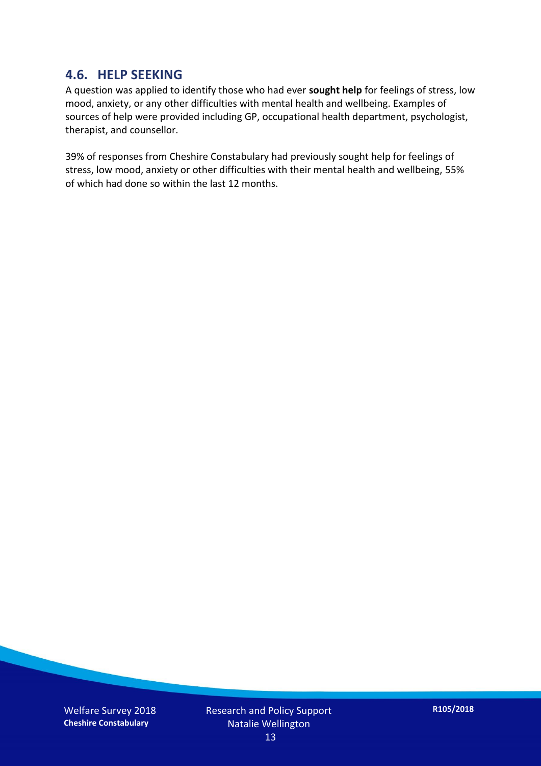## 4.6. HELP SEEKING

A question was applied to identify those who had ever **sought help** for feelings of stress, low mood, anxiety, or any other difficulties with mental health and wellbeing. Examples of sources of help were provided including GP, occupational health department, psychologist, therapist, and counsellor.

39% of responses from Cheshire Constabulary had previously sought help for feelings of stress, low mood, anxiety or other difficulties with their mental health and wellbeing, 55% of which had done so within the last 12 months.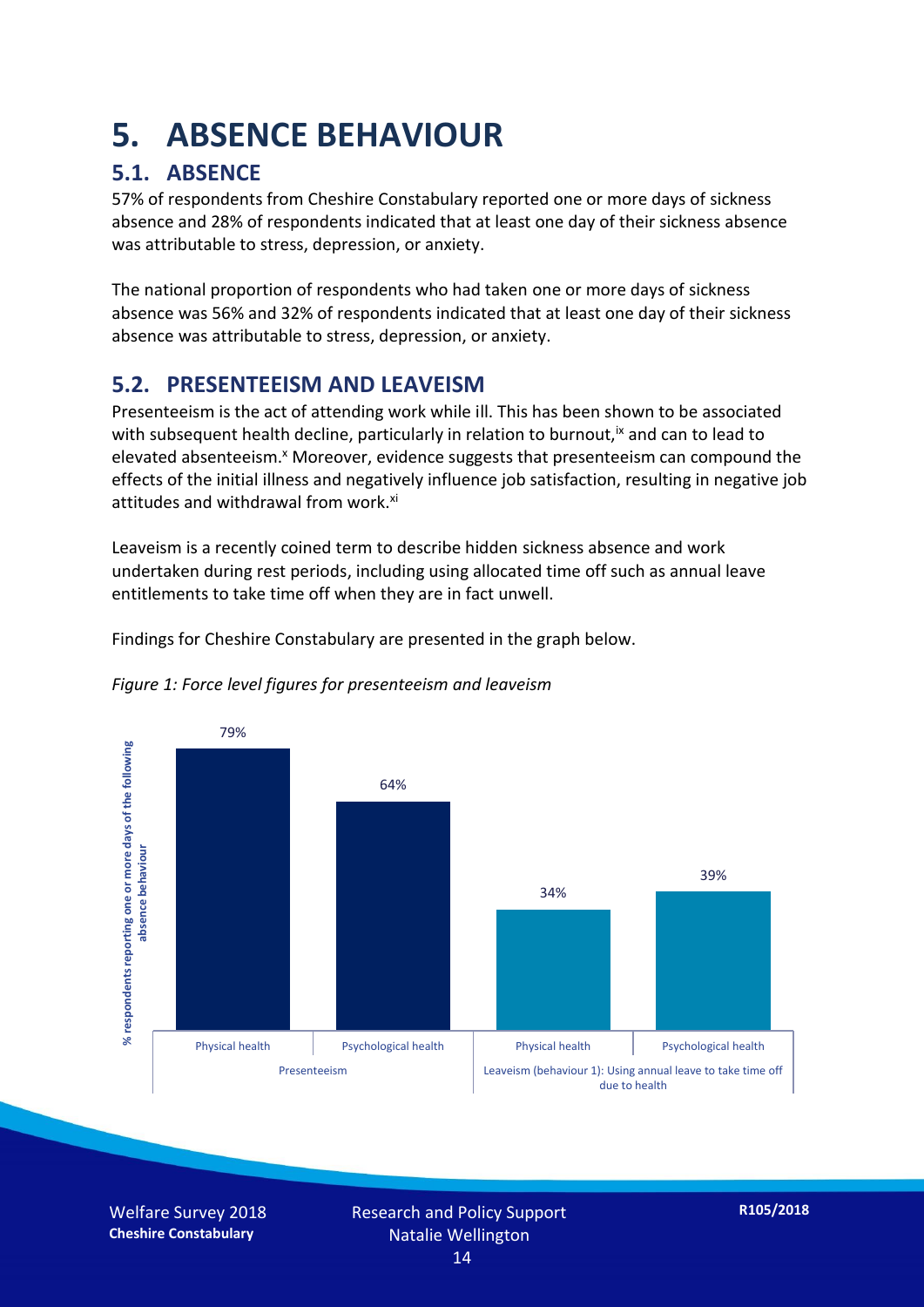# 5. ABSENCE BEHAVIOUR

## 5.1. ABSENCE

57% of respondents from Cheshire Constabulary reported one or more days of sickness absence and 28% of respondents indicated that at least one day of their sickness absence was attributable to stress, depression, or anxiety.

The national proportion of respondents who had taken one or more days of sickness absence was 56% and 32% of respondents indicated that at least one day of their sickness absence was attributable to stress, depression, or anxiety.

## 5.2. PRESENTEEISM AND LEAVEISM

Presenteeism is the act of attending work while ill. This has been shown to be associated with subsequent health decline, particularly in relation to burnout,[ix] and can to lead to elevated absenteeism.[x] Moreover, evidence suggests that presenteeism can compound the effects of the initial illness and negatively influence job satisfaction, resulting in negative job attitudes and withdrawal from work.[xi]

Leaveism is a recently coined term to describe hidden sickness absence and work undertaken during rest periods, including using allocated time off such as annual leave entitlements to take time off when they are in fact unwell.

Findings for Cheshire Constabulary are presented in the graph below.

*Figure 1: Force level figures for presenteeism and leaveism*

| | Presenteeism | | Leaveism (behaviour 1): Using annual leave to take time off due to health | |
|---|---|---|---|---|
| | Physical health | Psychological health | Physical health | Psychological health |
| % respondents reporting one or more days of the following absence behaviour | 79% | 64% | 34% | 39% |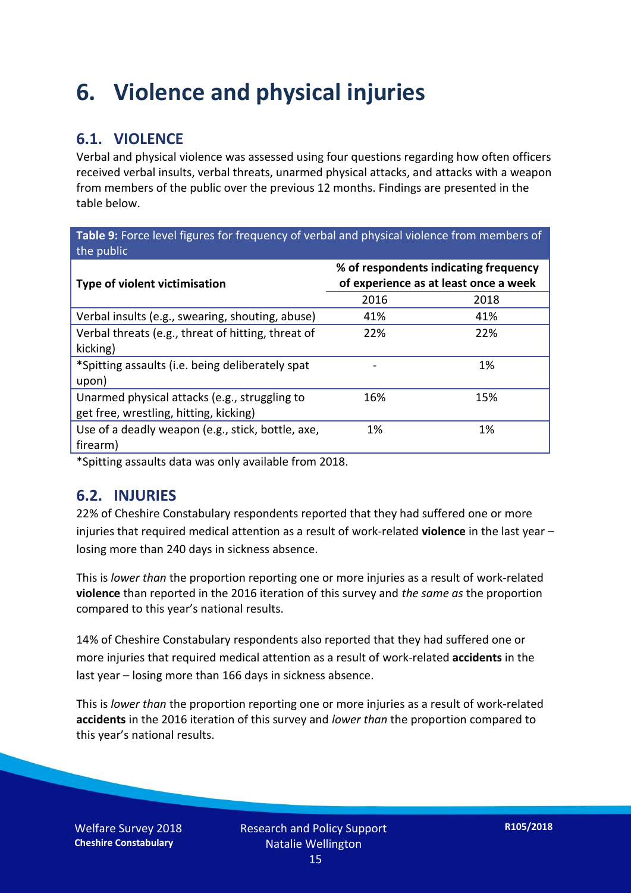# 6. Violence and physical injuries

## 6.1. VIOLENCE

Verbal and physical violence was assessed using four questions regarding how often officers received verbal insults, verbal threats, unarmed physical attacks, and attacks with a weapon from members of the public over the previous 12 months. Findings are presented in the table below.

**Table 9:** Force level figures for frequency of verbal and physical violence from members of the public

| Type of violent victimisation | % of respondents indicating frequency of experience as at least once a week | |
|---|---|---|
| | 2016 | 2018 |
| Verbal insults (e.g., swearing, shouting, abuse) | 41% | 41% |
| Verbal threats (e.g., threat of hitting, threat of kicking) | 22% | 22% |
| *Spitting assaults (i.e. being deliberately spat upon) | - | 1% |
| Unarmed physical attacks (e.g., struggling to get free, wrestling, hitting, kicking) | 16% | 15% |
| Use of a deadly weapon (e.g., stick, bottle, axe, firearm) | 1% | 1% |

*Spitting assaults data was only available from 2018.

## 6.2. INJURIES

22% of Cheshire Constabulary respondents reported that they had suffered one or more injuries that required medical attention as a result of work-related **violence** in the last year – losing more than 240 days in sickness absence.

This is *lower than* the proportion reporting one or more injuries as a result of work-related **violence** than reported in the 2016 iteration of this survey and *the same as* the proportion compared to this year's national results.

14% of Cheshire Constabulary respondents also reported that they had suffered one or more injuries that required medical attention as a result of work-related **accidents** in the last year – losing more than 166 days in sickness absence.

This is *lower than* the proportion reporting one or more injuries as a result of work-related **accidents** in the 2016 iteration of this survey and *lower than* the proportion compared to this year's national results.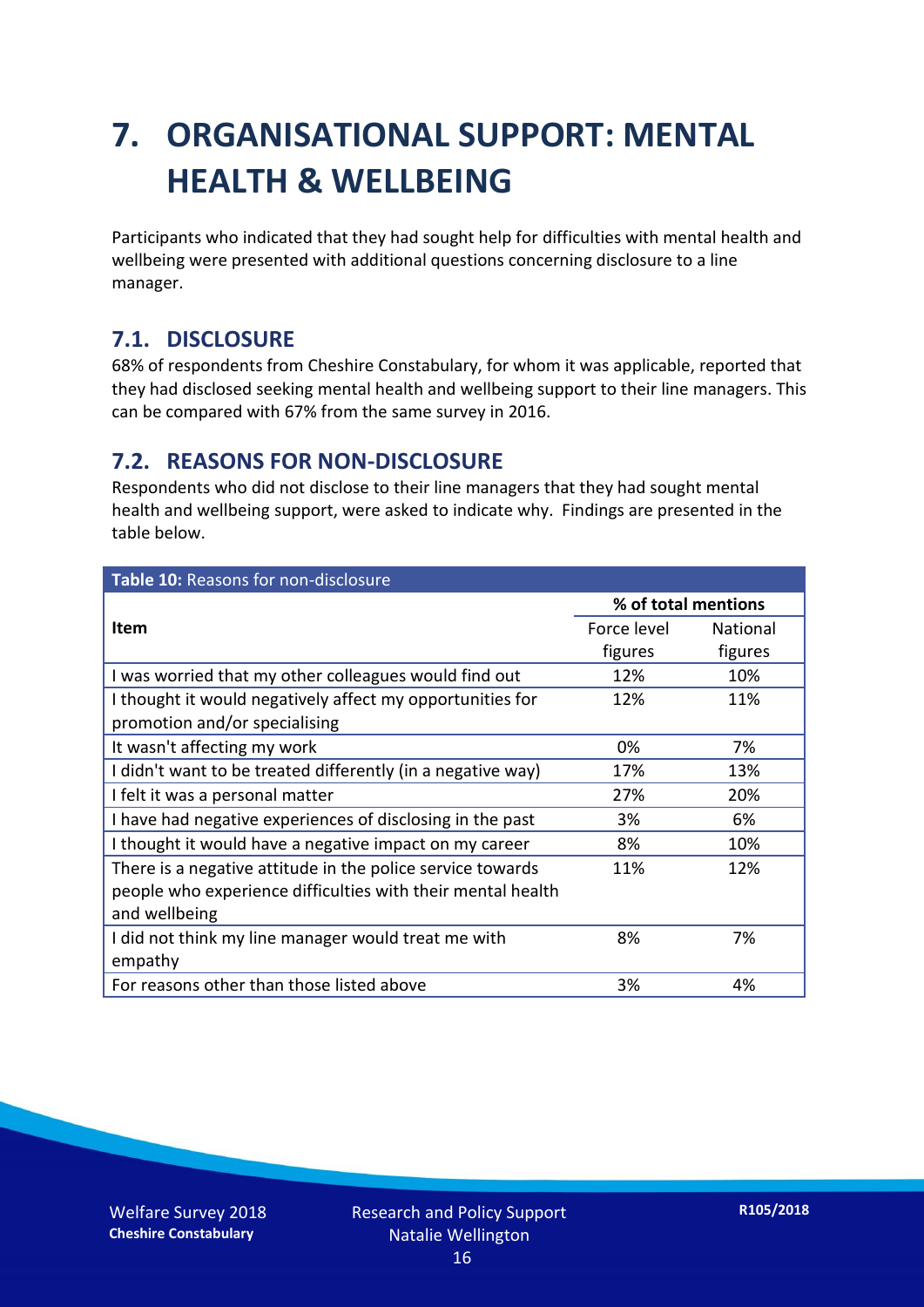# 7. ORGANISATIONAL SUPPORT: MENTAL HEALTH & WELLBEING

Participants who indicated that they had sought help for difficulties with mental health and wellbeing were presented with additional questions concerning disclosure to a line manager.

## 7.1. DISCLOSURE

68% of respondents from Cheshire Constabulary, for whom it was applicable, reported that they had disclosed seeking mental health and wellbeing support to their line managers. This can be compared with 67% from the same survey in 2016.

## 7.2. REASONS FOR NON-DISCLOSURE

Respondents who did not disclose to their line managers that they had sought mental health and wellbeing support, were asked to indicate why. Findings are presented in the table below.

**Table 10:** Reasons for non-disclosure

| Item | % of total mentions | |
|---|---|---|
| | Force level figures | National figures |
| I was worried that my other colleagues would find out | 12% | 10% |
| I thought it would negatively affect my opportunities for promotion and/or specialising | 12% | 11% |
| It wasn't affecting my work | 0% | 7% |
| I didn't want to be treated differently (in a negative way) | 17% | 13% |
| I felt it was a personal matter | 27% | 20% |
| I have had negative experiences of disclosing in the past | 3% | 6% |
| I thought it would have a negative impact on my career | 8% | 10% |
| There is a negative attitude in the police service towards people who experience difficulties with their mental health and wellbeing | 11% | 12% |
| I did not think my line manager would treat me with empathy | 8% | 7% |
| For reasons other than those listed above | 3% | 4% |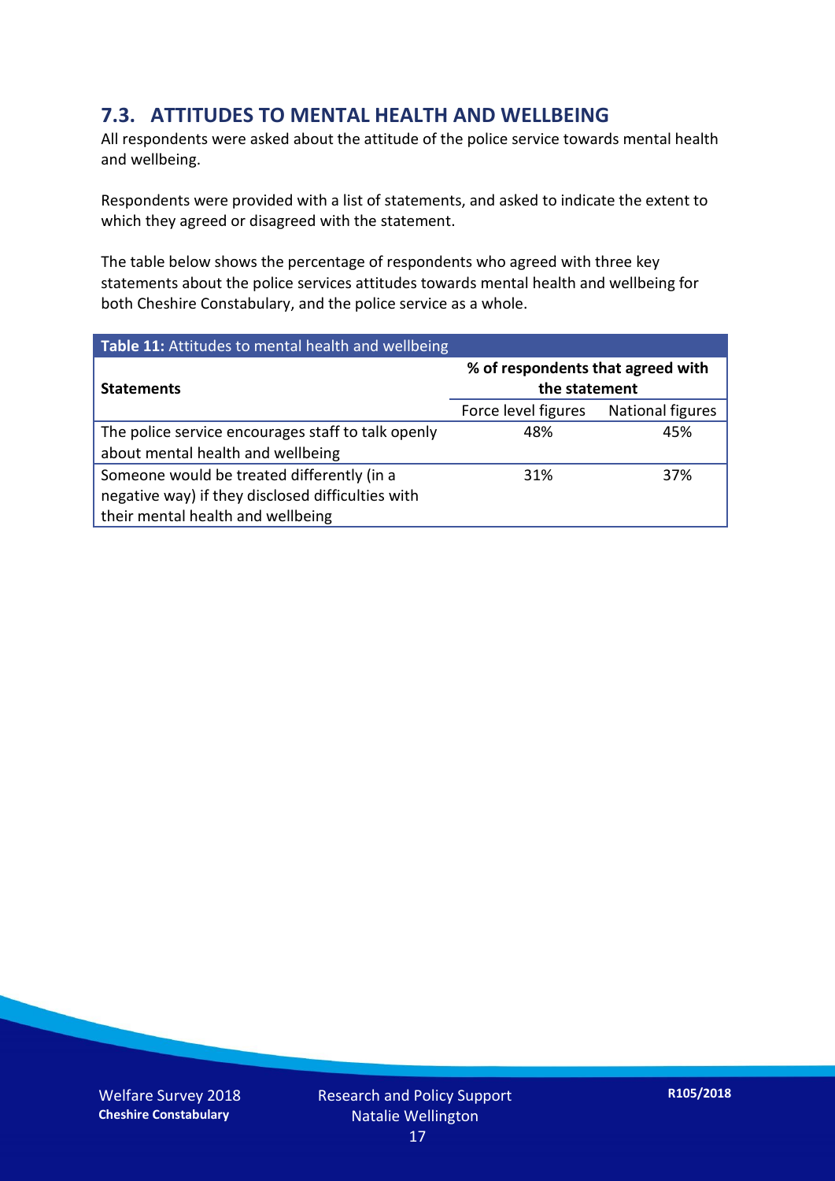## 7.3. ATTITUDES TO MENTAL HEALTH AND WELLBEING

All respondents were asked about the attitude of the police service towards mental health and wellbeing.

Respondents were provided with a list of statements, and asked to indicate the extent to which they agreed or disagreed with the statement.

The table below shows the percentage of respondents who agreed with three key statements about the police services attitudes towards mental health and wellbeing for both Cheshire Constabulary, and the police service as a whole.

**Table 11:** Attitudes to mental health and wellbeing

| Statements | % of respondents that agreed with the statement | |
|---|---|---|
| | Force level figures | National figures |
| The police service encourages staff to talk openly about mental health and wellbeing | 48% | 45% |
| Someone would be treated differently (in a negative way) if they disclosed difficulties with their mental health and wellbeing | 31% | 37% |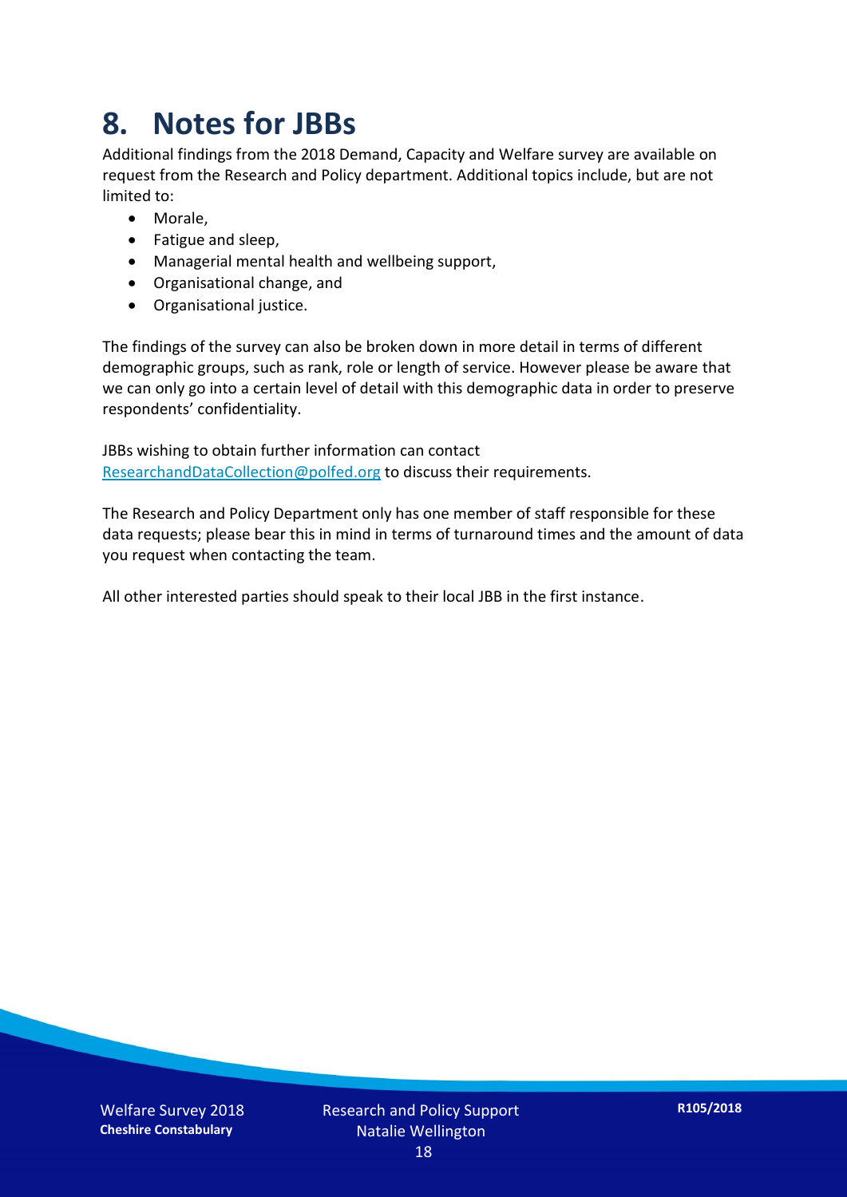# 8. Notes for JBBs

Additional findings from the 2018 Demand, Capacity and Welfare survey are available on request from the Research and Policy department. Additional topics include, but are not limited to:

- Morale,
- Fatigue and sleep,
- Managerial mental health and wellbeing support,
- Organisational change, and
- Organisational justice.

The findings of the survey can also be broken down in more detail in terms of different demographic groups, such as rank, role or length of service. However please be aware that we can only go into a certain level of detail with this demographic data in order to preserve respondents' confidentiality.

JBBs wishing to obtain further information can contact ResearchandDataCollection@polfed.org to discuss their requirements.

The Research and Policy Department only has one member of staff responsible for these data requests; please bear this in mind in terms of turnaround times and the amount of data you request when contacting the team.

All other interested parties should speak to their local JBB in the first instance.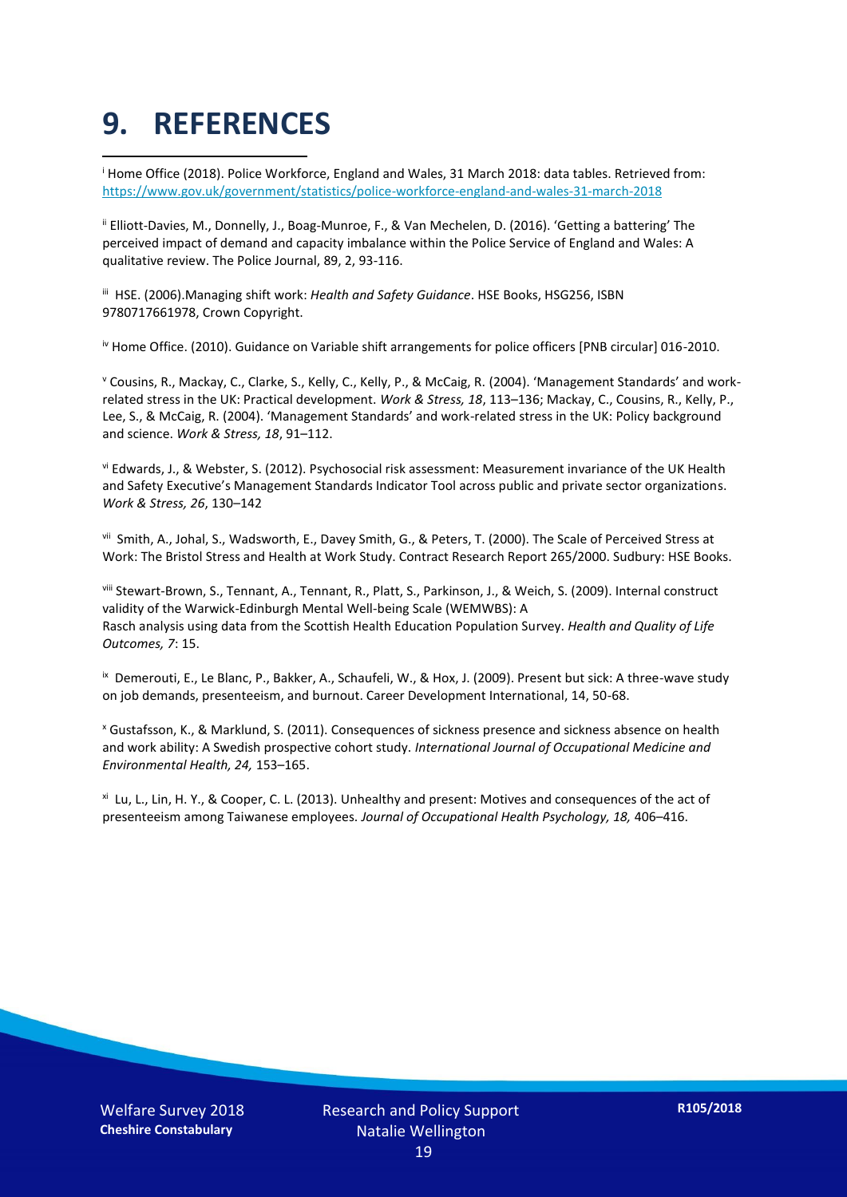# 9. REFERENCES

[i] Home Office (2018). Police Workforce, England and Wales, 31 March 2018: data tables. Retrieved from: https://www.gov.uk/government/statistics/police-workforce-england-and-wales-31-march-2018

[ii] Elliott-Davies, M., Donnelly, J., Boag-Munroe, F., & Van Mechelen, D. (2016). 'Getting a battering' The perceived impact of demand and capacity imbalance within the Police Service of England and Wales: A qualitative review. The Police Journal, 89, 2, 93-116.

[iii] HSE. (2006).Managing shift work: *Health and Safety Guidance*. HSE Books, HSG256, ISBN 9780717661978, Crown Copyright.

[iv] Home Office. (2010). Guidance on Variable shift arrangements for police officers [PNB circular] 016-2010.

[v] Cousins, R., Mackay, C., Clarke, S., Kelly, C., Kelly, P., & McCaig, R. (2004). 'Management Standards' and work-related stress in the UK: Practical development. *Work & Stress, 18*, 113–136; Mackay, C., Cousins, R., Kelly, P., Lee, S., & McCaig, R. (2004). 'Management Standards' and work-related stress in the UK: Policy background and science. *Work & Stress, 18*, 91–112.

[vi] Edwards, J., & Webster, S. (2012). Psychosocial risk assessment: Measurement invariance of the UK Health and Safety Executive's Management Standards Indicator Tool across public and private sector organizations. *Work & Stress, 26*, 130–142

[vii] Smith, A., Johal, S., Wadsworth, E., Davey Smith, G., & Peters, T. (2000). The Scale of Perceived Stress at Work: The Bristol Stress and Health at Work Study. Contract Research Report 265/2000. Sudbury: HSE Books.

[viii] Stewart-Brown, S., Tennant, A., Tennant, R., Platt, S., Parkinson, J., & Weich, S. (2009). Internal construct validity of the Warwick-Edinburgh Mental Well-being Scale (WEMWBS): A Rasch analysis using data from the Scottish Health Education Population Survey. *Health and Quality of Life Outcomes, 7*: 15.

[ix] Demerouti, E., Le Blanc, P., Bakker, A., Schaufeli, W., & Hox, J. (2009). Present but sick: A three-wave study on job demands, presenteeism, and burnout. Career Development International, 14, 50-68.

[x] Gustafsson, K., & Marklund, S. (2011). Consequences of sickness presence and sickness absence on health and work ability: A Swedish prospective cohort study. *International Journal of Occupational Medicine and Environmental Health, 24,* 153–165.

[xi] Lu, L., Lin, H. Y., & Cooper, C. L. (2013). Unhealthy and present: Motives and consequences of the act of presenteeism among Taiwanese employees. *Journal of Occupational Health Psychology, 18,* 406–416.